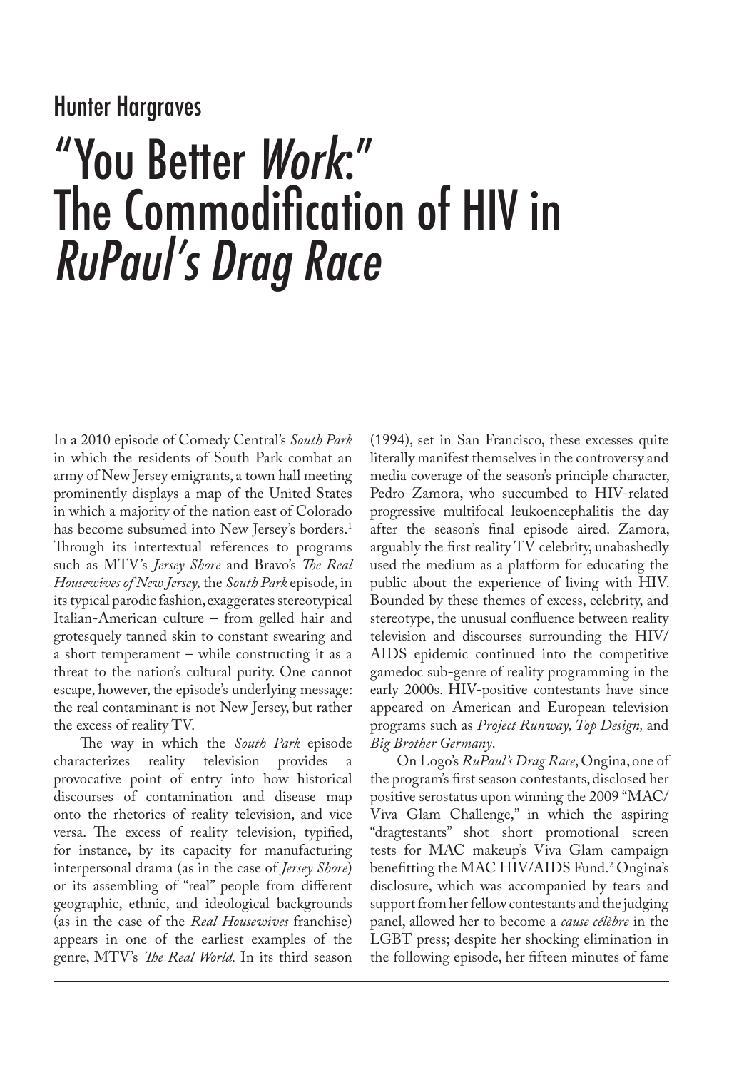Hunter Hargraves

# "You Better *Work*:" The Commodification of HIV in *RuPaul's Drag Race*

In a 2010 episode of Comedy Central's *South Park* in which the residents of South Park combat an army of New Jersey emigrants, a town hall meeting prominently displays a map of the United States in which a majority of the nation east of Colorado has become subsumed into New Jersey's borders.[1] Through its intertextual references to programs such as MTV's *Jersey Shore* and Bravo's *The Real Housewives of New Jersey,* the *South Park* episode, in its typical parodic fashion, exaggerates stereotypical Italian-American culture – from gelled hair and grotesquely tanned skin to constant swearing and a short temperament – while constructing it as a threat to the nation's cultural purity. One cannot escape, however, the episode's underlying message: the real contaminant is not New Jersey, but rather the excess of reality TV.

The way in which the *South Park* episode characterizes reality television provides a provocative point of entry into how historical discourses of contamination and disease map onto the rhetorics of reality television, and vice versa. The excess of reality television, typified, for instance, by its capacity for manufacturing interpersonal drama (as in the case of *Jersey Shore*) or its assembling of "real" people from different geographic, ethnic, and ideological backgrounds (as in the case of the *Real Housewives* franchise) appears in one of the earliest examples of the genre, MTV's *The Real World.* In its third season (1994), set in San Francisco, these excesses quite literally manifest themselves in the controversy and media coverage of the season's principle character, Pedro Zamora, who succumbed to HIV-related progressive multifocal leukoencephalitis the day after the season's final episode aired. Zamora, arguably the first reality TV celebrity, unabashedly used the medium as a platform for educating the public about the experience of living with HIV. Bounded by these themes of excess, celebrity, and stereotype, the unusual confluence between reality television and discourses surrounding the HIV/AIDS epidemic continued into the competitive gamedoc sub-genre of reality programming in the early 2000s. HIV-positive contestants have since appeared on American and European television programs such as *Project Runway, Top Design,* and *Big Brother Germany*.

On Logo's *RuPaul's Drag Race*, Ongina, one of the program's first season contestants, disclosed her positive serostatus upon winning the 2009 "MAC/Viva Glam Challenge," in which the aspiring "dragtestants" shot short promotional screen tests for MAC makeup's Viva Glam campaign benefitting the MAC HIV/AIDS Fund.[2] Ongina's disclosure, which was accompanied by tears and support from her fellow contestants and the judging panel, allowed her to become a *cause célèbre* in the LGBT press; despite her shocking elimination in the following episode, her fifteen minutes of fame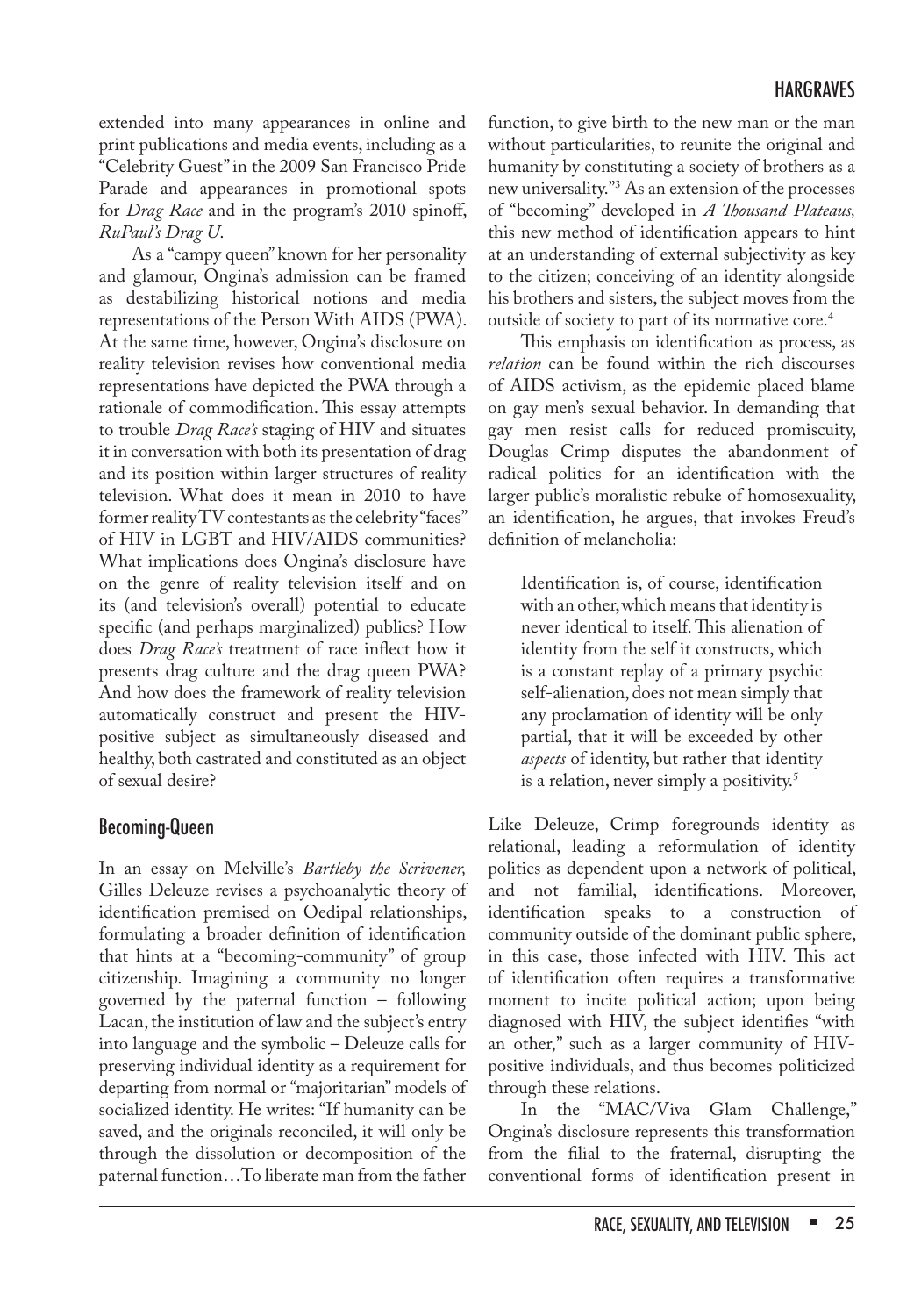extended into many appearances in online and print publications and media events, including as a "Celebrity Guest" in the 2009 San Francisco Pride Parade and appearances in promotional spots for *Drag Race* and in the program's 2010 spinoff, *RuPaul's Drag U*.

As a "campy queen" known for her personality and glamour, Ongina's admission can be framed as destabilizing historical notions and media representations of the Person With AIDS (PWA). At the same time, however, Ongina's disclosure on reality television revises how conventional media representations have depicted the PWA through a rationale of commodification. This essay attempts to trouble *Drag Race's* staging of HIV and situates it in conversation with both its presentation of drag and its position within larger structures of reality television. What does it mean in 2010 to have former reality TV contestants as the celebrity "faces" of HIV in LGBT and HIV/AIDS communities? What implications does Ongina's disclosure have on the genre of reality television itself and on its (and television's overall) potential to educate specific (and perhaps marginalized) publics? How does *Drag Race's* treatment of race inflect how it presents drag culture and the drag queen PWA? And how does the framework of reality television automatically construct and present the HIV-positive subject as simultaneously diseased and healthy, both castrated and constituted as an object of sexual desire?

## Becoming-Queen

In an essay on Melville's *Bartleby the Scrivener,* Gilles Deleuze revises a psychoanalytic theory of identification premised on Oedipal relationships, formulating a broader definition of identification that hints at a "becoming-community" of group citizenship. Imagining a community no longer governed by the paternal function – following Lacan, the institution of law and the subject's entry into language and the symbolic – Deleuze calls for preserving individual identity as a requirement for departing from normal or "majoritarian" models of socialized identity. He writes: "If humanity can be saved, and the originals reconciled, it will only be through the dissolution or decomposition of the paternal function…To liberate man from the father function, to give birth to the new man or the man without particularities, to reunite the original and humanity by constituting a society of brothers as a new universality."[3] As an extension of the processes of "becoming" developed in *A Thousand Plateaus,* this new method of identification appears to hint at an understanding of external subjectivity as key to the citizen; conceiving of an identity alongside his brothers and sisters, the subject moves from the outside of society to part of its normative core.[4]

This emphasis on identification as process, as *relation* can be found within the rich discourses of AIDS activism, as the epidemic placed blame on gay men's sexual behavior. In demanding that gay men resist calls for reduced promiscuity, Douglas Crimp disputes the abandonment of radical politics for an identification with the larger public's moralistic rebuke of homosexuality, an identification, he argues, that invokes Freud's definition of melancholia:

> Identification is, of course, identification with an other, which means that identity is never identical to itself. This alienation of identity from the self it constructs, which is a constant replay of a primary psychic self-alienation, does not mean simply that any proclamation of identity will be only partial, that it will be exceeded by other *aspects* of identity, but rather that identity is a relation, never simply a positivity.[5]

Like Deleuze, Crimp foregrounds identity as relational, leading a reformulation of identity politics as dependent upon a network of political, and not familial, identifications. Moreover, identification speaks to a construction of community outside of the dominant public sphere, in this case, those infected with HIV. This act of identification often requires a transformative moment to incite political action; upon being diagnosed with HIV, the subject identifies "with an other," such as a larger community of HIV-positive individuals, and thus becomes politicized through these relations.

In the "MAC/Viva Glam Challenge," Ongina's disclosure represents this transformation from the filial to the fraternal, disrupting the conventional forms of identification present in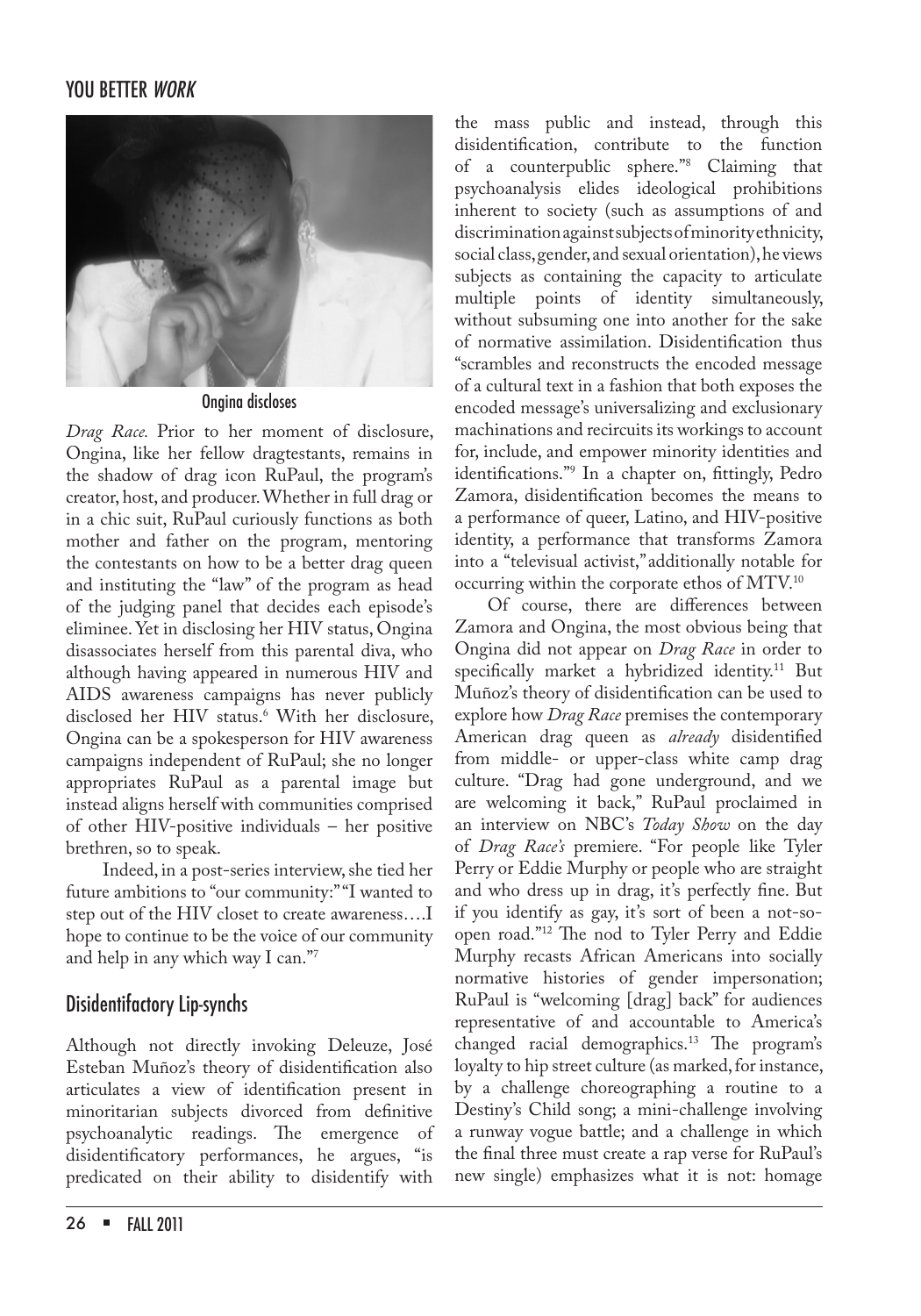Ongina discloses

*Drag Race.* Prior to her moment of disclosure, Ongina, like her fellow dragtestants, remains in the shadow of drag icon RuPaul, the program's creator, host, and producer. Whether in full drag or in a chic suit, RuPaul curiously functions as both mother and father on the program, mentoring the contestants on how to be a better drag queen and instituting the "law" of the program as head of the judging panel that decides each episode's eliminee. Yet in disclosing her HIV status, Ongina disassociates herself from this parental diva, who although having appeared in numerous HIV and AIDS awareness campaigns has never publicly disclosed her HIV status.[6] With her disclosure, Ongina can be a spokesperson for HIV awareness campaigns independent of RuPaul; she no longer appropriates RuPaul as a parental image but instead aligns herself with communities comprised of other HIV-positive individuals – her positive brethren, so to speak.

Indeed, in a post-series interview, she tied her future ambitions to "our community:" "I wanted to step out of the HIV closet to create awareness….I hope to continue to be the voice of our community and help in any which way I can."[7]

## Disidentifactory Lip-synchs

Although not directly invoking Deleuze, José Esteban Muñoz's theory of disidentification also articulates a view of identification present in minoritarian subjects divorced from definitive psychoanalytic readings. The emergence of disidentificatory performances, he argues, "is predicated on their ability to disidentify with the mass public and instead, through this disidentification, contribute to the function of a counterpublic sphere."[8] Claiming that psychoanalysis elides ideological prohibitions inherent to society (such as assumptions of and discrimination against subjects of minority ethnicity, social class, gender, and sexual orientation), he views subjects as containing the capacity to articulate multiple points of identity simultaneously, without subsuming one into another for the sake of normative assimilation. Disidentification thus "scrambles and reconstructs the encoded message of a cultural text in a fashion that both exposes the encoded message's universalizing and exclusionary machinations and recircuits its workings to account for, include, and empower minority identities and identifications."[9] In a chapter on, fittingly, Pedro Zamora, disidentification becomes the means to a performance of queer, Latino, and HIV-positive identity, a performance that transforms Zamora into a "televisual activist," additionally notable for occurring within the corporate ethos of MTV.[10]

Of course, there are differences between Zamora and Ongina, the most obvious being that Ongina did not appear on *Drag Race* in order to specifically market a hybridized identity.[11] But Muñoz's theory of disidentification can be used to explore how *Drag Race* premises the contemporary American drag queen as *already* disidentified from middle- or upper-class white camp drag culture. "Drag had gone underground, and we are welcoming it back," RuPaul proclaimed in an interview on NBC's *Today Show* on the day of *Drag Race's* premiere. "For people like Tyler Perry or Eddie Murphy or people who are straight and who dress up in drag, it's perfectly fine. But if you identify as gay, it's sort of been a not-so-open road."[12] The nod to Tyler Perry and Eddie Murphy recasts African Americans into socially normative histories of gender impersonation; RuPaul is "welcoming [drag] back" for audiences representative of and accountable to America's changed racial demographics.[13] The program's loyalty to hip street culture (as marked, for instance, by a challenge choreographing a routine to a Destiny's Child song; a mini-challenge involving a runway vogue battle; and a challenge in which the final three must create a rap verse for RuPaul's new single) emphasizes what it is not: homage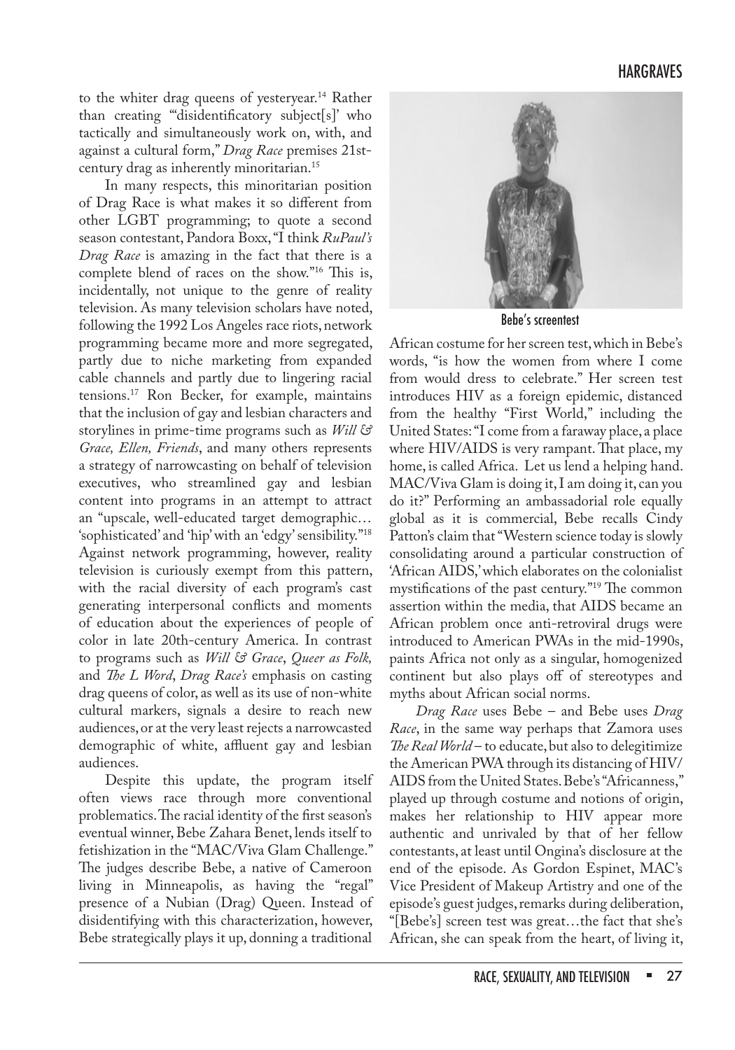to the whiter drag queens of yesteryear.[14] Rather than creating "'disidentificatory subject[s]' who tactically and simultaneously work on, with, and against a cultural form," *Drag Race* premises 21st-century drag as inherently minoritarian.[15]

In many respects, this minoritarian position of Drag Race is what makes it so different from other LGBT programming; to quote a second season contestant, Pandora Boxx, "I think *RuPaul's Drag Race* is amazing in the fact that there is a complete blend of races on the show."[16] This is, incidentally, not unique to the genre of reality television. As many television scholars have noted, following the 1992 Los Angeles race riots, network programming became more and more segregated, partly due to niche marketing from expanded cable channels and partly due to lingering racial tensions.[17] Ron Becker, for example, maintains that the inclusion of gay and lesbian characters and storylines in prime-time programs such as *Will & Grace, Ellen, Friends*, and many others represents a strategy of narrowcasting on behalf of television executives, who streamlined gay and lesbian content into programs in an attempt to attract an "upscale, well-educated target demographic… 'sophisticated' and 'hip' with an 'edgy' sensibility."[18] Against network programming, however, reality television is curiously exempt from this pattern, with the racial diversity of each program's cast generating interpersonal conflicts and moments of education about the experiences of people of color in late 20th-century America. In contrast to programs such as *Will & Grace*, *Queer as Folk,* and *The L Word*, *Drag Race's* emphasis on casting drag queens of color, as well as its use of non-white cultural markers, signals a desire to reach new audiences, or at the very least rejects a narrowcasted demographic of white, affluent gay and lesbian audiences.

Despite this update, the program itself often views race through more conventional problematics. The racial identity of the first season's eventual winner, Bebe Zahara Benet, lends itself to fetishization in the "MAC/Viva Glam Challenge." The judges describe Bebe, a native of Cameroon living in Minneapolis, as having the "regal" presence of a Nubian (Drag) Queen. Instead of disidentifying with this characterization, however, Bebe strategically plays it up, donning a traditional African costume for her screen test, which in Bebe's words, "is how the women from where I come from would dress to celebrate." Her screen test introduces HIV as a foreign epidemic, distanced from the healthy "First World," including the United States: "I come from a faraway place, a place where HIV/AIDS is very rampant. That place, my home, is called Africa. Let us lend a helping hand. MAC/Viva Glam is doing it, I am doing it, can you do it?" Performing an ambassadorial role equally global as it is commercial, Bebe recalls Cindy Patton's claim that "Western science today is slowly consolidating around a particular construction of 'African AIDS,' which elaborates on the colonialist mystifications of the past century."[19] The common assertion within the media, that AIDS became an African problem once anti-retroviral drugs were introduced to American PWAs in the mid-1990s, paints Africa not only as a singular, homogenized continent but also plays off of stereotypes and myths about African social norms.

Bebe's screentest

*Drag Race* uses Bebe – and Bebe uses *Drag Race*, in the same way perhaps that Zamora uses *The Real World* – to educate, but also to delegitimize the American PWA through its distancing of HIV/AIDS from the United States. Bebe's "Africanness," played up through costume and notions of origin, makes her relationship to HIV appear more authentic and unrivaled by that of her fellow contestants, at least until Ongina's disclosure at the end of the episode. As Gordon Espinet, MAC's Vice President of Makeup Artistry and one of the episode's guest judges, remarks during deliberation, "[Bebe's] screen test was great…the fact that she's African, she can speak from the heart, of living it,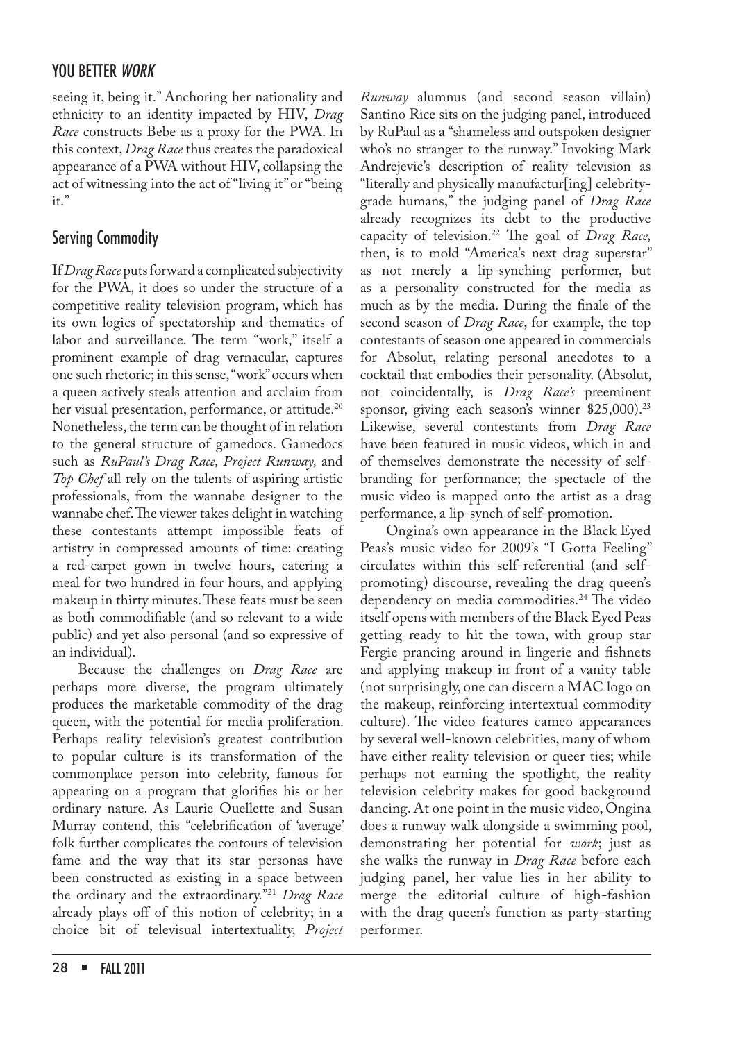seeing it, being it." Anchoring her nationality and ethnicity to an identity impacted by HIV, *Drag Race* constructs Bebe as a proxy for the PWA. In this context, *Drag Race* thus creates the paradoxical appearance of a PWA without HIV, collapsing the act of witnessing into the act of "living it" or "being it."

## Serving Commodity

If *Drag Race* puts forward a complicated subjectivity for the PWA, it does so under the structure of a competitive reality television program, which has its own logics of spectatorship and thematics of labor and surveillance. The term "work," itself a prominent example of drag vernacular, captures one such rhetoric; in this sense, "work" occurs when a queen actively steals attention and acclaim from her visual presentation, performance, or attitude.[20] Nonetheless, the term can be thought of in relation to the general structure of gamedocs. Gamedocs such as *RuPaul's Drag Race, Project Runway,* and *Top Chef* all rely on the talents of aspiring artistic professionals, from the wannabe designer to the wannabe chef. The viewer takes delight in watching these contestants attempt impossible feats of artistry in compressed amounts of time: creating a red-carpet gown in twelve hours, catering a meal for two hundred in four hours, and applying makeup in thirty minutes. These feats must be seen as both commodifiable (and so relevant to a wide public) and yet also personal (and so expressive of an individual).

Because the challenges on *Drag Race* are perhaps more diverse, the program ultimately produces the marketable commodity of the drag queen, with the potential for media proliferation. Perhaps reality television's greatest contribution to popular culture is its transformation of the commonplace person into celebrity, famous for appearing on a program that glorifies his or her ordinary nature. As Laurie Ouellette and Susan Murray contend, this "celebrification of 'average' folk further complicates the contours of television fame and the way that its star personas have been constructed as existing in a space between the ordinary and the extraordinary."[21] *Drag Race* already plays off of this notion of celebrity; in a choice bit of televisual intertextuality, *Project Runway* alumnus (and second season villain) Santino Rice sits on the judging panel, introduced by RuPaul as a "shameless and outspoken designer who's no stranger to the runway." Invoking Mark Andrejevic's description of reality television as "literally and physically manufactur[ing] celebrity-grade humans," the judging panel of *Drag Race* already recognizes its debt to the productive capacity of television.[22] The goal of *Drag Race,* then, is to mold "America's next drag superstar" as not merely a lip-synching performer, but as a personality constructed for the media as much as by the media. During the finale of the second season of *Drag Race*, for example, the top contestants of season one appeared in commercials for Absolut, relating personal anecdotes to a cocktail that embodies their personality. (Absolut, not coincidentally, is *Drag Race's* preeminent sponsor, giving each season's winner $25,000).[23] Likewise, several contestants from *Drag Race* have been featured in music videos, which in and of themselves demonstrate the necessity of self-branding for performance; the spectacle of the music video is mapped onto the artist as a drag performance, a lip-synch of self-promotion.

Ongina's own appearance in the Black Eyed Peas's music video for 2009's "I Gotta Feeling" circulates within this self-referential (and self-promoting) discourse, revealing the drag queen's dependency on media commodities.[24] The video itself opens with members of the Black Eyed Peas getting ready to hit the town, with group star Fergie prancing around in lingerie and fishnets and applying makeup in front of a vanity table (not surprisingly, one can discern a MAC logo on the makeup, reinforcing intertextual commodity culture). The video features cameo appearances by several well-known celebrities, many of whom have either reality television or queer ties; while perhaps not earning the spotlight, the reality television celebrity makes for good background dancing. At one point in the music video, Ongina does a runway walk alongside a swimming pool, demonstrating her potential for *work*; just as she walks the runway in *Drag Race* before each judging panel, her value lies in her ability to merge the editorial culture of high-fashion with the drag queen's function as party-starting performer.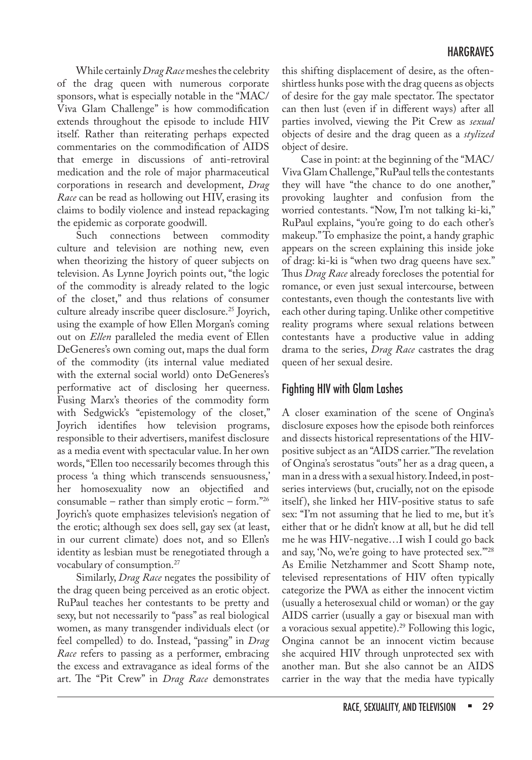While certainly *Drag Race* meshes the celebrity of the drag queen with numerous corporate sponsors, what is especially notable in the "MAC/ Viva Glam Challenge" is how commodification extends throughout the episode to include HIV itself. Rather than reiterating perhaps expected commentaries on the commodification of AIDS that emerge in discussions of anti-retroviral medication and the role of major pharmaceutical corporations in research and development, *Drag Race* can be read as hollowing out HIV, erasing its claims to bodily violence and instead repackaging the epidemic as corporate goodwill.

Such connections between commodity culture and television are nothing new, even when theorizing the history of queer subjects on television. As Lynne Joyrich points out, "the logic of the commodity is already related to the logic of the closet," and thus relations of consumer culture already inscribe queer disclosure.[25] Joyrich, using the example of how Ellen Morgan's coming out on *Ellen* paralleled the media event of Ellen DeGeneres's own coming out, maps the dual form of the commodity (its internal value mediated with the external social world) onto DeGeneres's performative act of disclosing her queerness. Fusing Marx's theories of the commodity form with Sedgwick's "epistemology of the closet," Joyrich identifies how television programs, responsible to their advertisers, manifest disclosure as a media event with spectacular value. In her own words, "Ellen too necessarily becomes through this process 'a thing which transcends sensuousness,' her homosexuality now an objectified and consumable – rather than simply erotic – form."[26] Joyrich's quote emphasizes television's negation of the erotic; although sex does sell, gay sex (at least, in our current climate) does not, and so Ellen's identity as lesbian must be renegotiated through a vocabulary of consumption.[27]

Similarly, *Drag Race* negates the possibility of the drag queen being perceived as an erotic object. RuPaul teaches her contestants to be pretty and sexy, but not necessarily to "pass" as real biological women, as many transgender individuals elect (or feel compelled) to do. Instead, "passing" in *Drag Race* refers to passing as a performer, embracing the excess and extravagance as ideal forms of the art. The "Pit Crew" in *Drag Race* demonstrates this shifting displacement of desire, as the often-shirtless hunks pose with the drag queens as objects of desire for the gay male spectator. The spectator can then lust (even if in different ways) after all parties involved, viewing the Pit Crew as *sexual* objects of desire and the drag queen as a *stylized* object of desire.

Case in point: at the beginning of the "MAC/ Viva Glam Challenge," RuPaul tells the contestants they will have "the chance to do one another," provoking laughter and confusion from the worried contestants. "Now, I'm not talking ki-ki," RuPaul explains, "you're going to do each other's makeup." To emphasize the point, a handy graphic appears on the screen explaining this inside joke of drag: ki-ki is "when two drag queens have sex." Thus *Drag Race* already forecloses the potential for romance, or even just sexual intercourse, between contestants, even though the contestants live with each other during taping. Unlike other competitive reality programs where sexual relations between contestants have a productive value in adding drama to the series, *Drag Race* castrates the drag queen of her sexual desire.

## Fighting HIV with Glam Lashes

A closer examination of the scene of Ongina's disclosure exposes how the episode both reinforces and dissects historical representations of the HIV-positive subject as an "AIDS carrier." The revelation of Ongina's serostatus "outs" her as a drag queen, a man in a dress with a sexual history. Indeed, in post-series interviews (but, crucially, not on the episode itself), she linked her HIV-positive status to safe sex: "I'm not assuming that he lied to me, but it's either that or he didn't know at all, but he did tell me he was HIV-negative…I wish I could go back and say, 'No, we're going to have protected sex.'"[28] As Emilie Netzhammer and Scott Shamp note, televised representations of HIV often typically categorize the PWA as either the innocent victim (usually a heterosexual child or woman) or the gay AIDS carrier (usually a gay or bisexual man with a voracious sexual appetite).[29] Following this logic, Ongina cannot be an innocent victim because she acquired HIV through unprotected sex with another man. But she also cannot be an AIDS carrier in the way that the media have typically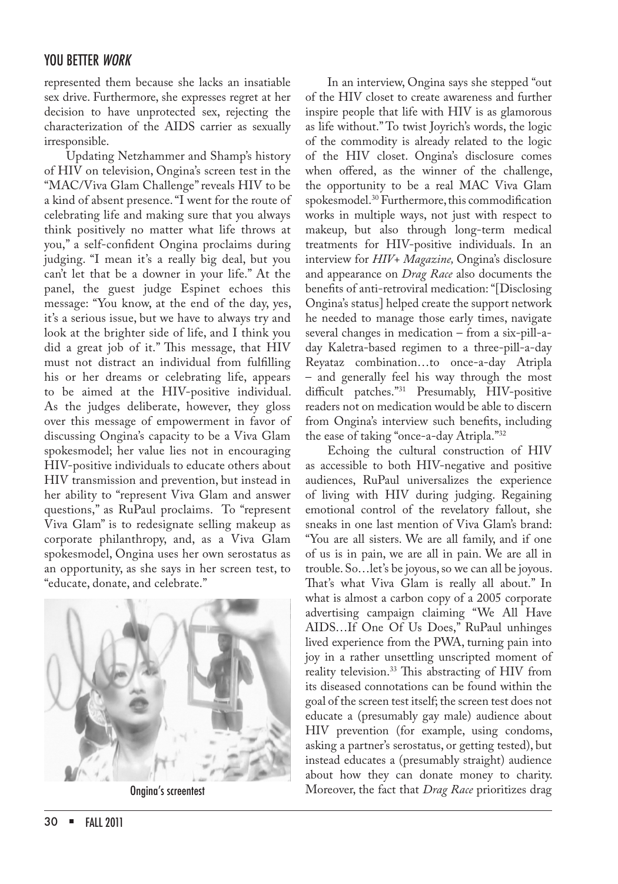represented them because she lacks an insatiable sex drive. Furthermore, she expresses regret at her decision to have unprotected sex, rejecting the characterization of the AIDS carrier as sexually irresponsible.

Updating Netzhammer and Shamp's history of HIV on television, Ongina's screen test in the "MAC/Viva Glam Challenge" reveals HIV to be a kind of absent presence. "I went for the route of celebrating life and making sure that you always think positively no matter what life throws at you," a self-confident Ongina proclaims during judging. "I mean it's a really big deal, but you can't let that be a downer in your life." At the panel, the guest judge Espinet echoes this message: "You know, at the end of the day, yes, it's a serious issue, but we have to always try and look at the brighter side of life, and I think you did a great job of it." This message, that HIV must not distract an individual from fulfilling his or her dreams or celebrating life, appears to be aimed at the HIV-positive individual. As the judges deliberate, however, they gloss over this message of empowerment in favor of discussing Ongina's capacity to be a Viva Glam spokesmodel; her value lies not in encouraging HIV-positive individuals to educate others about HIV transmission and prevention, but instead in her ability to "represent Viva Glam and answer questions," as RuPaul proclaims. To "represent Viva Glam" is to redesignate selling makeup as corporate philanthropy, and, as a Viva Glam spokesmodel, Ongina uses her own serostatus as an opportunity, as she says in her screen test, to "educate, donate, and celebrate."

Ongina's screentest

In an interview, Ongina says she stepped "out of the HIV closet to create awareness and further inspire people that life with HIV is as glamorous as life without." To twist Joyrich's words, the logic of the commodity is already related to the logic of the HIV closet. Ongina's disclosure comes when offered, as the winner of the challenge, the opportunity to be a real MAC Viva Glam spokesmodel.[30] Furthermore, this commodification works in multiple ways, not just with respect to makeup, but also through long-term medical treatments for HIV-positive individuals. In an interview for *HIV+ Magazine,* Ongina's disclosure and appearance on *Drag Race* also documents the benefits of anti-retroviral medication: "[Disclosing Ongina's status] helped create the support network he needed to manage those early times, navigate several changes in medication – from a six-pill-a-day Kaletra-based regimen to a three-pill-a-day Reyataz combination…to once-a-day Atripla – and generally feel his way through the most difficult patches."[31] Presumably, HIV-positive readers not on medication would be able to discern from Ongina's interview such benefits, including the ease of taking "once-a-day Atripla."[32]

Echoing the cultural construction of HIV as accessible to both HIV-negative and positive audiences, RuPaul universalizes the experience of living with HIV during judging. Regaining emotional control of the revelatory fallout, she sneaks in one last mention of Viva Glam's brand: "You are all sisters. We are all family, and if one of us is in pain, we are all in pain. We are all in trouble. So…let's be joyous, so we can all be joyous. That's what Viva Glam is really all about." In what is almost a carbon copy of a 2005 corporate advertising campaign claiming "We All Have AIDS…If One Of Us Does," RuPaul unhinges lived experience from the PWA, turning pain into joy in a rather unsettling unscripted moment of reality television.[33] This abstracting of HIV from its diseased connotations can be found within the goal of the screen test itself; the screen test does not educate a (presumably gay male) audience about HIV prevention (for example, using condoms, asking a partner's serostatus, or getting tested), but instead educates a (presumably straight) audience about how they can donate money to charity. Moreover, the fact that *Drag Race* prioritizes drag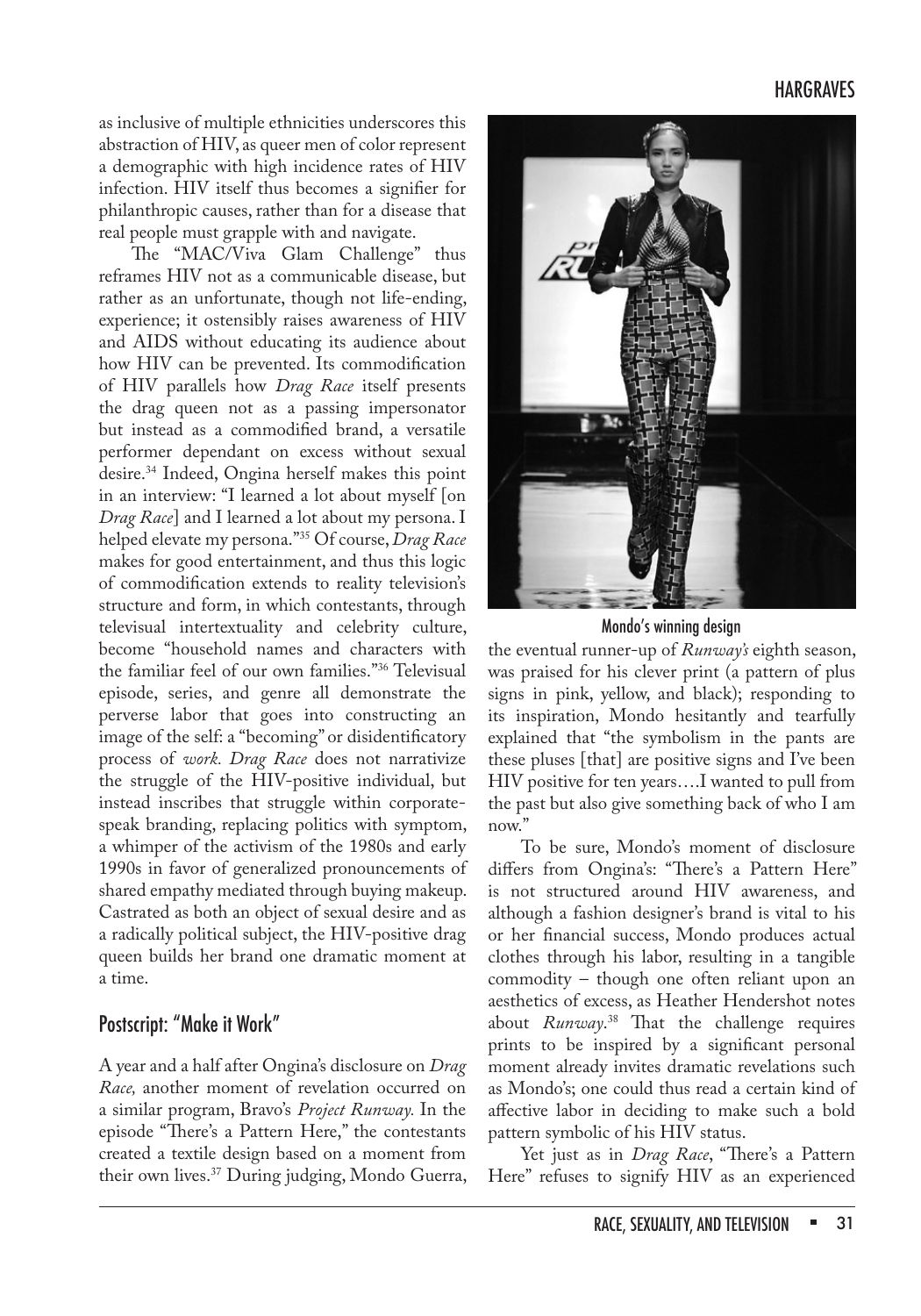as inclusive of multiple ethnicities underscores this abstraction of HIV, as queer men of color represent a demographic with high incidence rates of HIV infection. HIV itself thus becomes a signifier for philanthropic causes, rather than for a disease that real people must grapple with and navigate.

The "MAC/Viva Glam Challenge" thus reframes HIV not as a communicable disease, but rather as an unfortunate, though not life-ending, experience; it ostensibly raises awareness of HIV and AIDS without educating its audience about how HIV can be prevented. Its commodification of HIV parallels how *Drag Race* itself presents the drag queen not as a passing impersonator but instead as a commodified brand, a versatile performer dependant on excess without sexual desire.[34] Indeed, Ongina herself makes this point in an interview: "I learned a lot about myself [on *Drag Race*] and I learned a lot about my persona. I helped elevate my persona."[35] Of course, *Drag Race* makes for good entertainment, and thus this logic of commodification extends to reality television's structure and form, in which contestants, through televisual intertextuality and celebrity culture, become "household names and characters with the familiar feel of our own families."[36] Televisual episode, series, and genre all demonstrate the perverse labor that goes into constructing an image of the self: a "becoming" or disidentificatory process of *work*. *Drag Race* does not narrativize the struggle of the HIV-positive individual, but instead inscribes that struggle within corporate-speak branding, replacing politics with symptom, a whimper of the activism of the 1980s and early 1990s in favor of generalized pronouncements of shared empathy mediated through buying makeup. Castrated as both an object of sexual desire and as a radically political subject, the HIV-positive drag queen builds her brand one dramatic moment at a time.

## Postscript: "Make it Work"

A year and a half after Ongina's disclosure on *Drag Race,* another moment of revelation occurred on a similar program, Bravo's *Project Runway.* In the episode "There's a Pattern Here," the contestants created a textile design based on a moment from their own lives.[37] During judging, Mondo Guerra, the eventual runner-up of *Runway's* eighth season, was praised for his clever print (a pattern of plus signs in pink, yellow, and black); responding to its inspiration, Mondo hesitantly and tearfully explained that "the symbolism in the pants are these pluses [that] are positive signs and I've been HIV positive for ten years….I wanted to pull from the past but also give something back of who I am now."

Mondo's winning design

To be sure, Mondo's moment of disclosure differs from Ongina's: "There's a Pattern Here" is not structured around HIV awareness, and although a fashion designer's brand is vital to his or her financial success, Mondo produces actual clothes through his labor, resulting in a tangible commodity – though one often reliant upon an aesthetics of excess, as Heather Hendershot notes about *Runway*.[38] That the challenge requires prints to be inspired by a significant personal moment already invites dramatic revelations such as Mondo's; one could thus read a certain kind of affective labor in deciding to make such a bold pattern symbolic of his HIV status.

Yet just as in *Drag Race*, "There's a Pattern Here" refuses to signify HIV as an experienced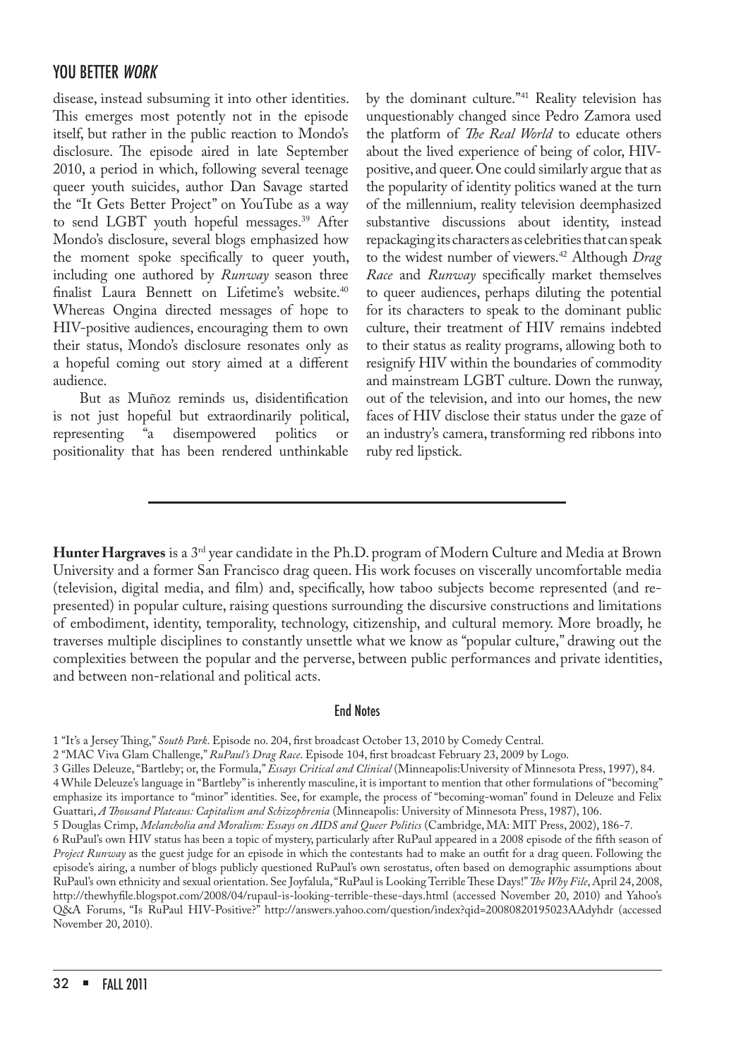disease, instead subsuming it into other identities. This emerges most potently not in the episode itself, but rather in the public reaction to Mondo's disclosure. The episode aired in late September 2010, a period in which, following several teenage queer youth suicides, author Dan Savage started the "It Gets Better Project" on YouTube as a way to send LGBT youth hopeful messages.[39] After Mondo's disclosure, several blogs emphasized how the moment spoke specifically to queer youth, including one authored by *Runway* season three finalist Laura Bennett on Lifetime's website.[40] Whereas Ongina directed messages of hope to HIV-positive audiences, encouraging them to own their status, Mondo's disclosure resonates only as a hopeful coming out story aimed at a different audience.

But as Muñoz reminds us, disidentification is not just hopeful but extraordinarily political, representing "a disempowered politics or positionality that has been rendered unthinkable by the dominant culture."[41] Reality television has unquestionably changed since Pedro Zamora used the platform of *The Real World* to educate others about the lived experience of being of color, HIV-positive, and queer. One could similarly argue that as the popularity of identity politics waned at the turn of the millennium, reality television deemphasized substantive discussions about identity, instead repackaging its characters as celebrities that can speak to the widest number of viewers.[42] Although *Drag Race* and *Runway* specifically market themselves to queer audiences, perhaps diluting the potential for its characters to speak to the dominant public culture, their treatment of HIV remains indebted to their status as reality programs, allowing both to resignify HIV within the boundaries of commodity and mainstream LGBT culture. Down the runway, out of the television, and into our homes, the new faces of HIV disclose their status under the gaze of an industry's camera, transforming red ribbons into ruby red lipstick.

---

**Hunter Hargraves** is a 3rd year candidate in the Ph.D. program of Modern Culture and Media at Brown University and a former San Francisco drag queen. His work focuses on viscerally uncomfortable media (television, digital media, and film) and, specifically, how taboo subjects become represented (and re-presented) in popular culture, raising questions surrounding the discursive constructions and limitations of embodiment, identity, temporality, technology, citizenship, and cultural memory. More broadly, he traverses multiple disciplines to constantly unsettle what we know as "popular culture," drawing out the complexities between the popular and the perverse, between public performances and private identities, and between non-relational and political acts.

## End Notes

1 "It's a Jersey Thing," *South Park*. Episode no. 204, first broadcast October 13, 2010 by Comedy Central.

2 "MAC Viva Glam Challenge," *RuPaul's Drag Race*. Episode 104, first broadcast February 23, 2009 by Logo.

3 Gilles Deleuze, "Bartleby; or, the Formula," *Essays Critical and Clinical* (Minneapolis:University of Minnesota Press, 1997), 84.

4 While Deleuze's language in "Bartleby" is inherently masculine, it is important to mention that other formulations of "becoming" emphasize its importance to "minor" identities. See, for example, the process of "becoming-woman" found in Deleuze and Felix Guattari, *A Thousand Plateaus: Capitalism and Schizophrenia* (Minneapolis: University of Minnesota Press, 1987), 106.

5 Douglas Crimp, *Melancholia and Moralism: Essays on AIDS and Queer Politics* (Cambridge, MA: MIT Press, 2002), 186-7.

6 RuPaul's own HIV status has been a topic of mystery, particularly after RuPaul appeared in a 2008 episode of the fifth season of *Project Runway* as the guest judge for an episode in which the contestants had to make an outfit for a drag queen. Following the episode's airing, a number of blogs publicly questioned RuPaul's own serostatus, often based on demographic assumptions about RuPaul's own ethnicity and sexual orientation. See Joyfalula, "RuPaul is Looking Terrible These Days!" *The Why File*, April 24, 2008, http://thewhyfile.blogspot.com/2008/04/rupaul-is-looking-terrible-these-days.html (accessed November 20, 2010) and Yahoo's Q&A Forums, "Is RuPaul HIV-Positive?" http://answers.yahoo.com/question/index?qid=20080820195023AAdyhdr (accessed November 20, 2010).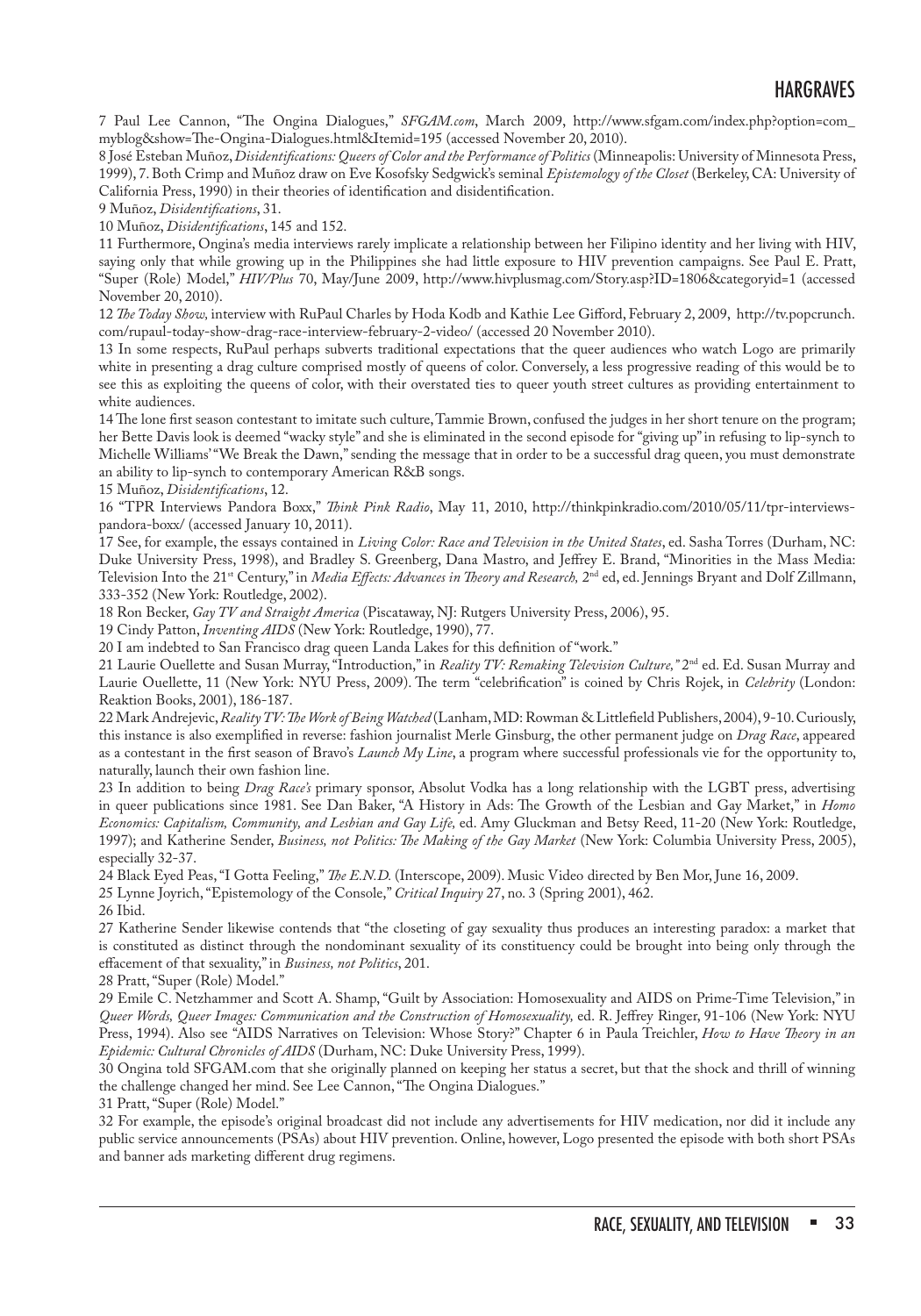7 Paul Lee Cannon, "The Ongina Dialogues," *SFGAM.com*, March 2009, http://www.sfgam.com/index.php?option=com_myblog&show=The-Ongina-Dialogues.html&Itemid=195 (accessed November 20, 2010).

8 José Esteban Muñoz, *Disidentifications: Queers of Color and the Performance of Politics* (Minneapolis: University of Minnesota Press, 1999), 7. Both Crimp and Muñoz draw on Eve Kosofsky Sedgwick's seminal *Epistemology of the Closet* (Berkeley, CA: University of California Press, 1990) in their theories of identification and disidentification.

9 Muñoz, *Disidentifications*, 31.

10 Muñoz, *Disidentifications*, 145 and 152.

11 Furthermore, Ongina's media interviews rarely implicate a relationship between her Filipino identity and her living with HIV, saying only that while growing up in the Philippines she had little exposure to HIV prevention campaigns. See Paul E. Pratt, "Super (Role) Model," *HIV/Plus* 70, May/June 2009, http://www.hivplusmag.com/Story.asp?ID=1806&categoryid=1 (accessed November 20, 2010).

12 *The Today Show,* interview with RuPaul Charles by Hoda Kodb and Kathie Lee Gifford, February 2, 2009, http://tv.popcrunch.com/rupaul-today-show-drag-race-interview-february-2-video/ (accessed 20 November 2010).

13 In some respects, RuPaul perhaps subverts traditional expectations that the queer audiences who watch Logo are primarily white in presenting a drag culture comprised mostly of queens of color. Conversely, a less progressive reading of this would be to see this as exploiting the queens of color, with their overstated ties to queer youth street cultures as providing entertainment to white audiences.

14 The lone first season contestant to imitate such culture, Tammie Brown, confused the judges in her short tenure on the program; her Bette Davis look is deemed "wacky style" and she is eliminated in the second episode for "giving up" in refusing to lip-synch to Michelle Williams' "We Break the Dawn," sending the message that in order to be a successful drag queen, you must demonstrate an ability to lip-synch to contemporary American R&B songs.

15 Muñoz, *Disidentifications*, 12.

16 "TPR Interviews Pandora Boxx," *Think Pink Radio*, May 11, 2010, http://thinkpinkradio.com/2010/05/11/tpr-interviews-pandora-boxx/ (accessed January 10, 2011).

17 See, for example, the essays contained in *Living Color: Race and Television in the United States*, ed. Sasha Torres (Durham, NC: Duke University Press, 1998), and Bradley S. Greenberg, Dana Mastro, and Jeffrey E. Brand, "Minorities in the Mass Media: Television Into the 21st Century," in *Media Effects: Advances in Theory and Research,* 2nd ed, ed. Jennings Bryant and Dolf Zillmann, 333-352 (New York: Routledge, 2002).

18 Ron Becker, *Gay TV and Straight America* (Piscataway, NJ: Rutgers University Press, 2006), 95.

19 Cindy Patton, *Inventing AIDS* (New York: Routledge, 1990), 77.

20 I am indebted to San Francisco drag queen Landa Lakes for this definition of "work."

21 Laurie Ouellette and Susan Murray, "Introduction," in *Reality TV: Remaking Television Culture,"* 2nd ed. Ed. Susan Murray and Laurie Ouellette, 11 (New York: NYU Press, 2009). The term "celebrification" is coined by Chris Rojek, in *Celebrity* (London: Reaktion Books, 2001), 186-187.

22 Mark Andrejevic, *Reality TV: The Work of Being Watched* (Lanham, MD: Rowman & Littlefield Publishers, 2004), 9-10. Curiously, this instance is also exemplified in reverse: fashion journalist Merle Ginsburg, the other permanent judge on *Drag Race*, appeared as a contestant in the first season of Bravo's *Launch My Line*, a program where successful professionals vie for the opportunity to, naturally, launch their own fashion line.

23 In addition to being *Drag Race's* primary sponsor, Absolut Vodka has a long relationship with the LGBT press, advertising in queer publications since 1981. See Dan Baker, "A History in Ads: The Growth of the Lesbian and Gay Market," in *Homo Economics: Capitalism, Community, and Lesbian and Gay Life,* ed. Amy Gluckman and Betsy Reed, 11-20 (New York: Routledge, 1997); and Katherine Sender, *Business, not Politics: The Making of the Gay Market* (New York: Columbia University Press, 2005), especially 32-37.

24 Black Eyed Peas, "I Gotta Feeling," *The E.N.D.* (Interscope, 2009). Music Video directed by Ben Mor, June 16, 2009.

25 Lynne Joyrich, "Epistemology of the Console," *Critical Inquiry* 27, no. 3 (Spring 2001), 462.

26 Ibid.

27 Katherine Sender likewise contends that "the closeting of gay sexuality thus produces an interesting paradox: a market that is constituted as distinct through the nondominant sexuality of its constituency could be brought into being only through the effacement of that sexuality," in *Business, not Politics*, 201.

28 Pratt, "Super (Role) Model."

29 Emile C. Netzhammer and Scott A. Shamp, "Guilt by Association: Homosexuality and AIDS on Prime-Time Television," in *Queer Words, Queer Images: Communication and the Construction of Homosexuality,* ed. R. Jeffrey Ringer, 91-106 (New York: NYU Press, 1994). Also see "AIDS Narratives on Television: Whose Story?" Chapter 6 in Paula Treichler, *How to Have Theory in an Epidemic: Cultural Chronicles of AIDS* (Durham, NC: Duke University Press, 1999).

30 Ongina told SFGAM.com that she originally planned on keeping her status a secret, but that the shock and thrill of winning the challenge changed her mind. See Lee Cannon, "The Ongina Dialogues."

31 Pratt, "Super (Role) Model."

32 For example, the episode's original broadcast did not include any advertisements for HIV medication, nor did it include any public service announcements (PSAs) about HIV prevention. Online, however, Logo presented the episode with both short PSAs and banner ads marketing different drug regimens.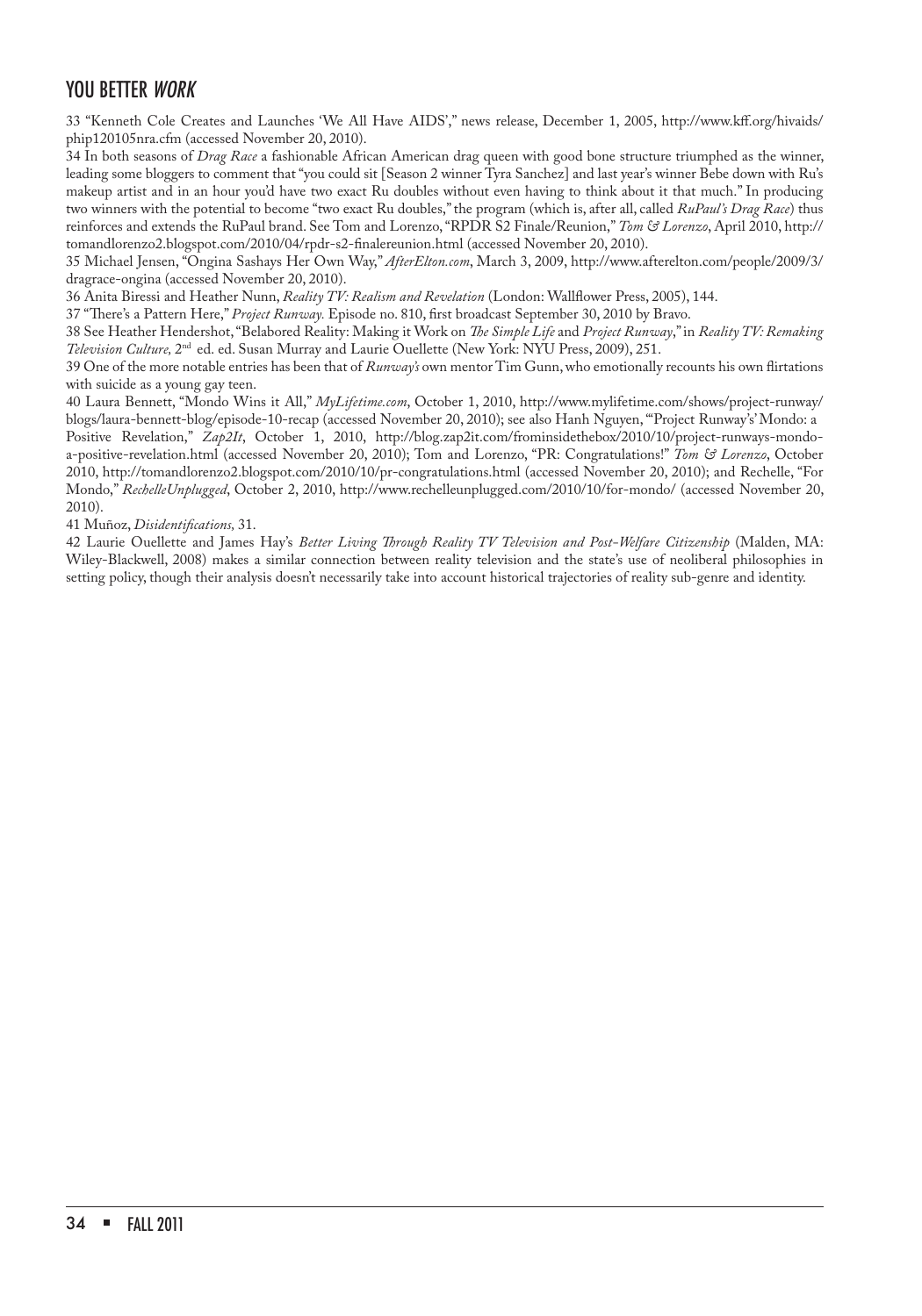33 "Kenneth Cole Creates and Launches 'We All Have AIDS'," news release, December 1, 2005, http://www.kff.org/hivaids/phip120105nra.cfm (accessed November 20, 2010).

34 In both seasons of *Drag Race* a fashionable African American drag queen with good bone structure triumphed as the winner, leading some bloggers to comment that "you could sit [Season 2 winner Tyra Sanchez] and last year's winner Bebe down with Ru's makeup artist and in an hour you'd have two exact Ru doubles without even having to think about it that much." In producing two winners with the potential to become "two exact Ru doubles," the program (which is, after all, called *RuPaul's Drag Race*) thus reinforces and extends the RuPaul brand. See Tom and Lorenzo, "RPDR S2 Finale/Reunion," *Tom & Lorenzo*, April 2010, http://tomandlorenzo2.blogspot.com/2010/04/rpdr-s2-finalereunion.html (accessed November 20, 2010).

35 Michael Jensen, "Ongina Sashays Her Own Way," *AfterElton.com*, March 3, 2009, http://www.afterelton.com/people/2009/3/dragrace-ongina (accessed November 20, 2010).

36 Anita Biressi and Heather Nunn, *Reality TV: Realism and Revelation* (London: Wallflower Press, 2005), 144.

37 "There's a Pattern Here," *Project Runway.* Episode no. 810, first broadcast September 30, 2010 by Bravo.

38 See Heather Hendershot, "Belabored Reality: Making it Work on *The Simple Life* and *Project Runway*," in *Reality TV: Remaking Television Culture,* 2nd ed. ed. Susan Murray and Laurie Ouellette (New York: NYU Press, 2009), 251.

39 One of the more notable entries has been that of *Runway's* own mentor Tim Gunn, who emotionally recounts his own flirtations with suicide as a young gay teen.

40 Laura Bennett, "Mondo Wins it All," *MyLifetime.com*, October 1, 2010, http://www.mylifetime.com/shows/project-runway/blogs/laura-bennett-blog/episode-10-recap (accessed November 20, 2010); see also Hanh Nguyen, "'Project Runway's' Mondo: a Positive Revelation," *Zap2It*, October 1, 2010, http://blog.zap2it.com/frominsidethebox/2010/10/project-runways-mondo-a-positive-revelation.html (accessed November 20, 2010); Tom and Lorenzo, "PR: Congratulations!" *Tom & Lorenzo*, October 2010, http://tomandlorenzo2.blogspot.com/2010/10/pr-congratulations.html (accessed November 20, 2010); and Rechelle, "For Mondo," *RechelleUnplugged*, October 2, 2010, http://www.rechelleunplugged.com/2010/10/for-mondo/ (accessed November 20, 2010).

41 Muñoz, *Disidentifications,* 31.

42 Laurie Ouellette and James Hay's *Better Living Through Reality TV Television and Post-Welfare Citizenship* (Malden, MA: Wiley-Blackwell, 2008) makes a similar connection between reality television and the state's use of neoliberal philosophies in setting policy, though their analysis doesn't necessarily take into account historical trajectories of reality sub-genre and identity.